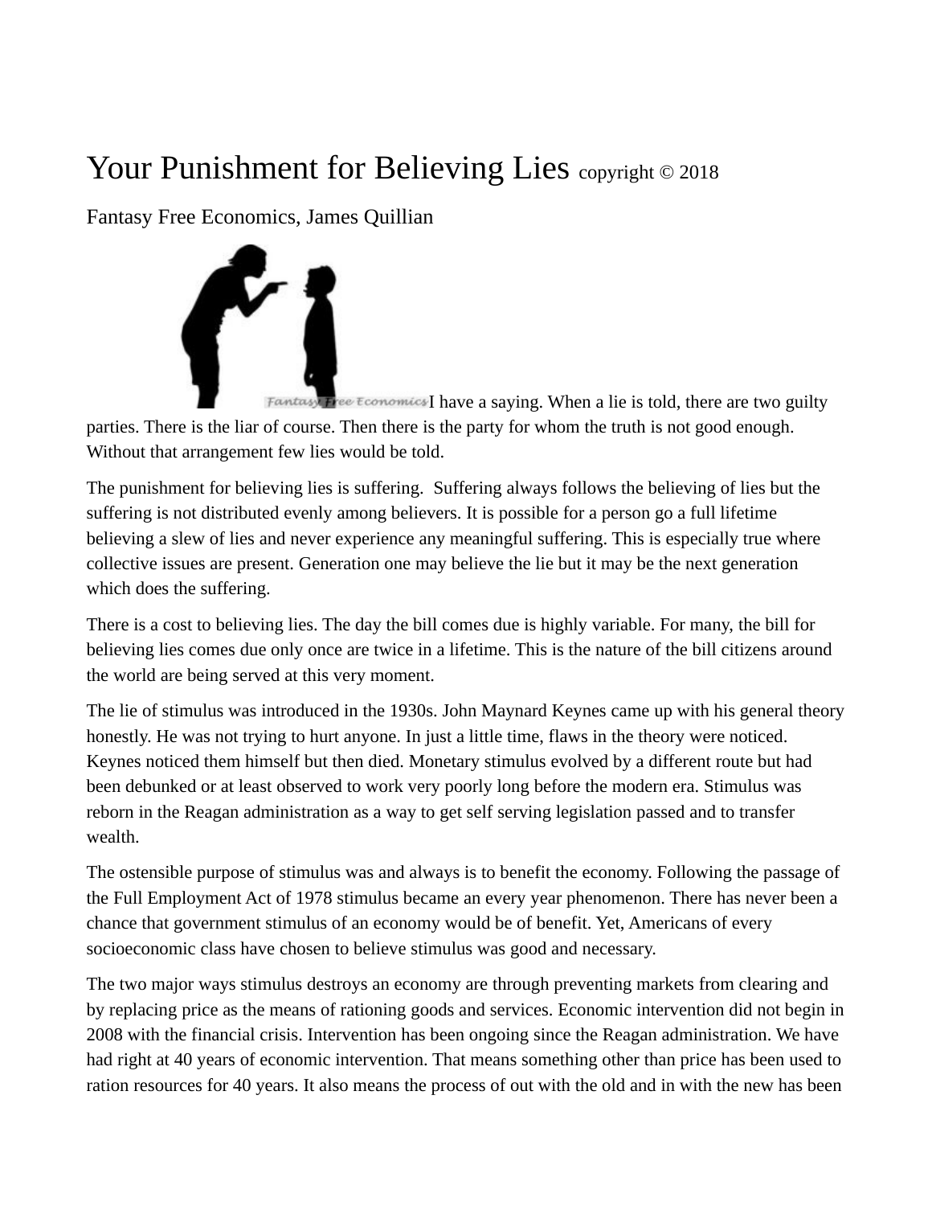# Your Punishment for Believing Lies copyright © 2018

Fantasy Free Economics, James Quillian

I have a saying. When a lie is told, there are two guilty parties. There is the liar of course. Then there is the party for whom the truth is not good enough. Without that arrangement few lies would be told.

The punishment for believing lies is suffering. Suffering always follows the believing of lies but the suffering is not distributed evenly among believers. It is possible for a person go a full lifetime believing a slew of lies and never experience any meaningful suffering. This is especially true where collective issues are present. Generation one may believe the lie but it may be the next generation which does the suffering.

There is a cost to believing lies. The day the bill comes due is highly variable. For many, the bill for believing lies comes due only once are twice in a lifetime. This is the nature of the bill citizens around the world are being served at this very moment.

The lie of stimulus was introduced in the 1930s. John Maynard Keynes came up with his general theory honestly. He was not trying to hurt anyone. In just a little time, flaws in the theory were noticed. Keynes noticed them himself but then died. Monetary stimulus evolved by a different route but had been debunked or at least observed to work very poorly long before the modern era. Stimulus was reborn in the Reagan administration as a way to get self serving legislation passed and to transfer wealth.

The ostensible purpose of stimulus was and always is to benefit the economy. Following the passage of the Full Employment Act of 1978 stimulus became an every year phenomenon. There has never been a chance that government stimulus of an economy would be of benefit. Yet, Americans of every socioeconomic class have chosen to believe stimulus was good and necessary.

The two major ways stimulus destroys an economy are through preventing markets from clearing and by replacing price as the means of rationing goods and services. Economic intervention did not begin in 2008 with the financial crisis. Intervention has been ongoing since the Reagan administration. We have had right at 40 years of economic intervention. That means something other than price has been used to ration resources for 40 years. It also means the process of out with the old and in with the new has been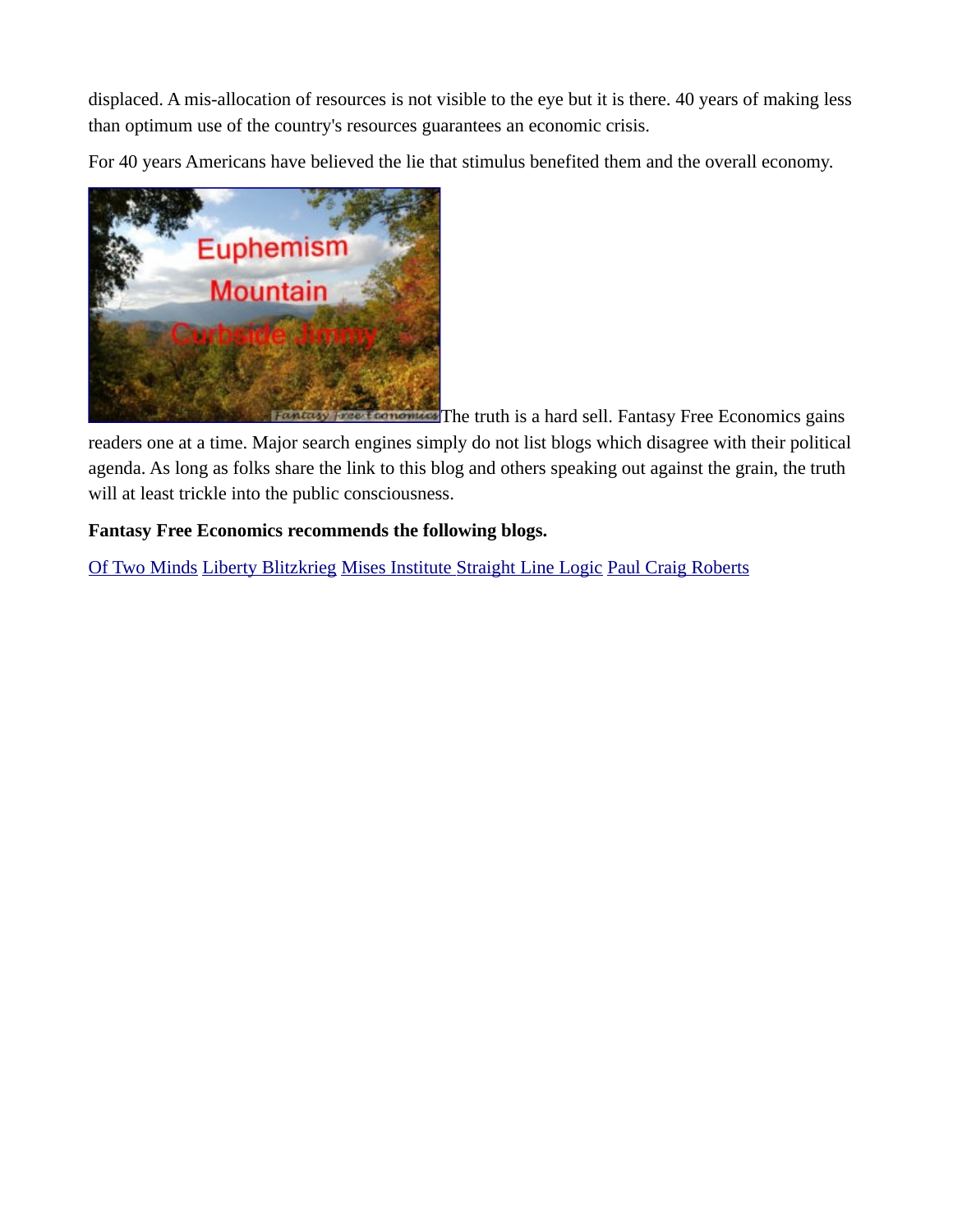displaced. A mis-allocation of resources is not visible to the eye but it is there. 40 years of making less than optimum use of the country's resources guarantees an economic crisis.

For 40 years Americans have believed the lie that stimulus benefited them and the overall economy.

The truth is a hard sell. Fantasy Free Economics gains readers one at a time. Major search engines simply do not list blogs which disagree with their political agenda. As long as folks share the link to this blog and others speaking out against the grain, the truth will at least trickle into the public consciousness.

**Fantasy Free Economics recommends the following blogs.**

Of Two Minds Liberty Blitzkrieg Mises Institute Straight Line Logic Paul Craig Roberts